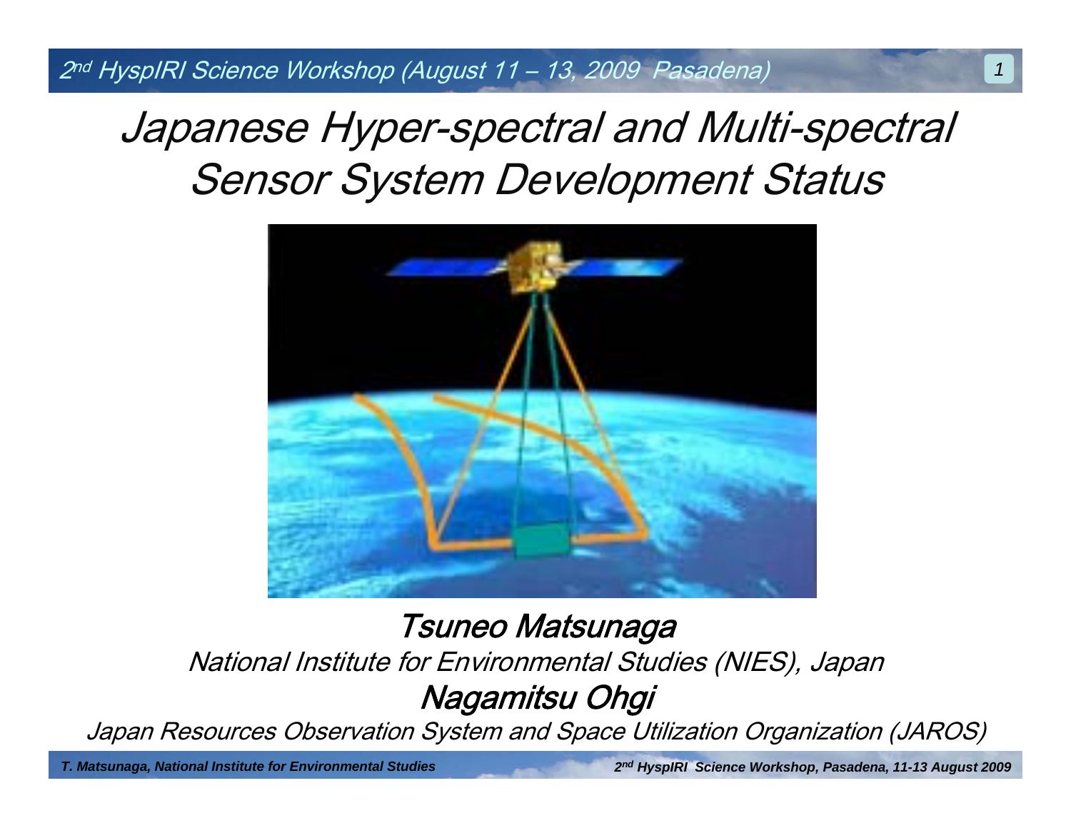# Japanese Hyper-spectral and Multi-spectral Sensor System Development Status

**Tsuneo Matsunaga**

*National Institute for Environmental Studies (NIES), Japan*

**Nagamitsu Ohgi**

*Japan Resources Observation System and Space Utilization Organization (JAROS)*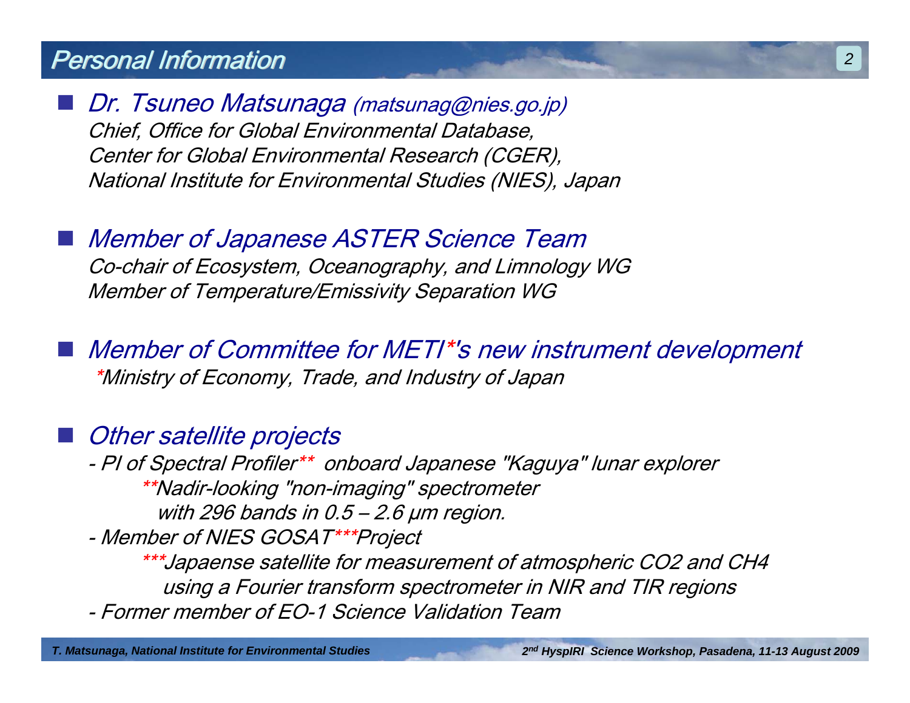# Personal Information

- *Dr. Tsuneo Matsunaga (matsunag@nies.go.jp)*
  *Chief, Office for Global Environmental Database,*
  *Center for Global Environmental Research (CGER),*
  *National Institute for Environmental Studies (NIES), Japan*

- *Member of Japanese ASTER Science Team*
  *Co-chair of Ecosystem, Oceanography, and Limnology WG*
  *Member of Temperature/Emissivity Separation WG*

- *Member of Committee for METI*'s new instrument development*
  *Ministry of Economy, Trade, and Industry of Japan*

- *Other satellite projects*
  - *PI of Spectral Profiler** onboard Japanese "Kaguya" lunar explorer*
    ***Nadir-looking "non-imaging" spectrometer with 296 bands in 0.5 – 2.6 μm region.*
  - *Member of NIES GOSAT***Project*
    ****Japaense satellite for measurement of atmospheric $CO_2$ and $CH_4$ using a Fourier transform spectrometer in NIR and TIR regions*
  - *Former member of EO-1 Science Validation Team*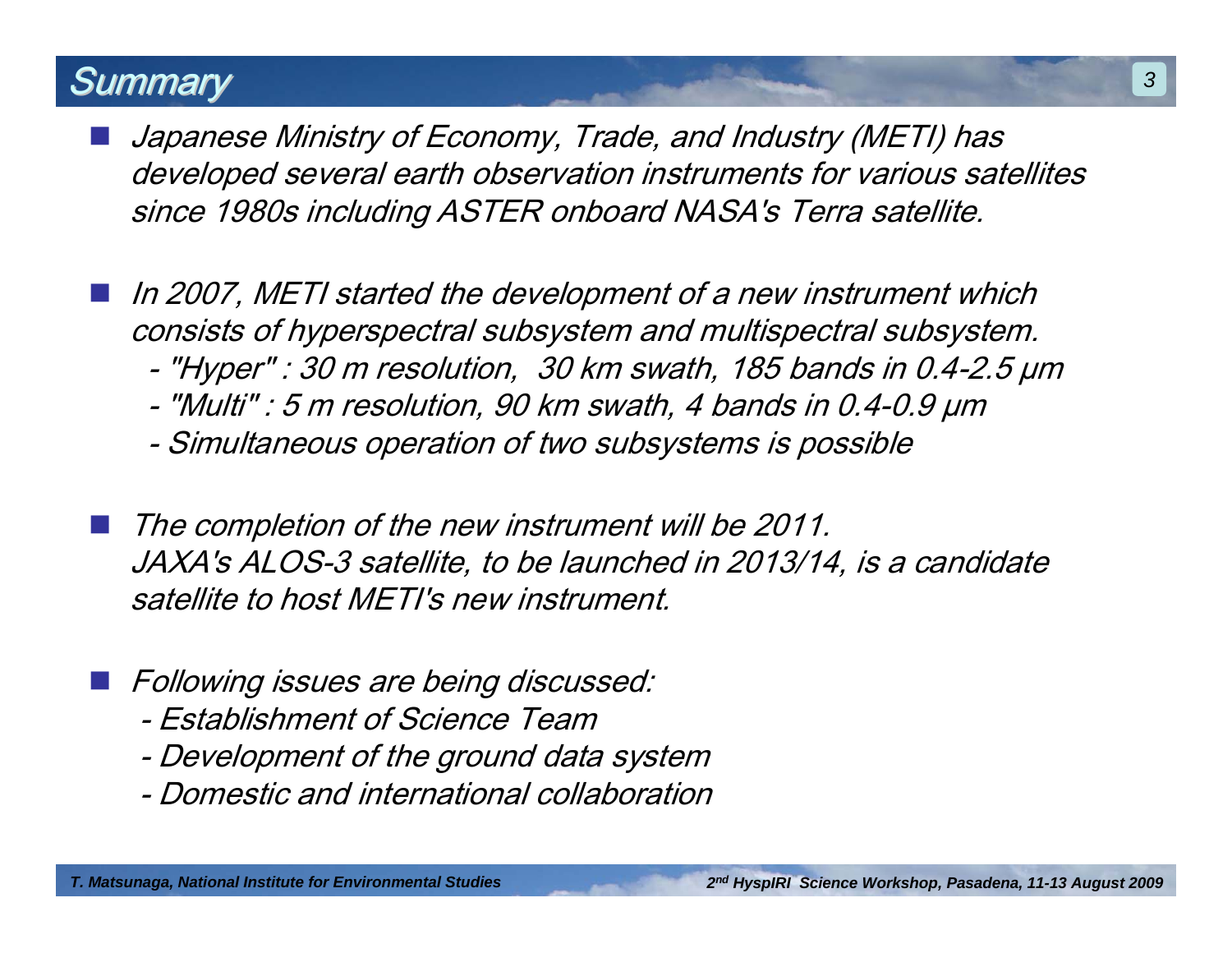## Summary

- *Japanese Ministry of Economy, Trade, and Industry (METI) has developed several earth observation instruments for various satellites since 1980s including ASTER onboard NASA's Terra satellite.*

- *In 2007, METI started the development of a new instrument which consists of hyperspectral subsystem and multispectral subsystem.*
  - *"Hyper" : 30 m resolution, 30 km swath, 185 bands in 0.4-2.5 μm*
  - *"Multi" : 5 m resolution, 90 km swath, 4 bands in 0.4-0.9 μm*
  - *Simultaneous operation of two subsystems is possible*

- *The completion of the new instrument will be 2011.*
  *JAXA's ALOS-3 satellite, to be launched in 2013/14, is a candidate satellite to host METI's new instrument.*

- *Following issues are being discussed:*
  - *Establishment of Science Team*
  - *Development of the ground data system*
  - *Domestic and international collaboration*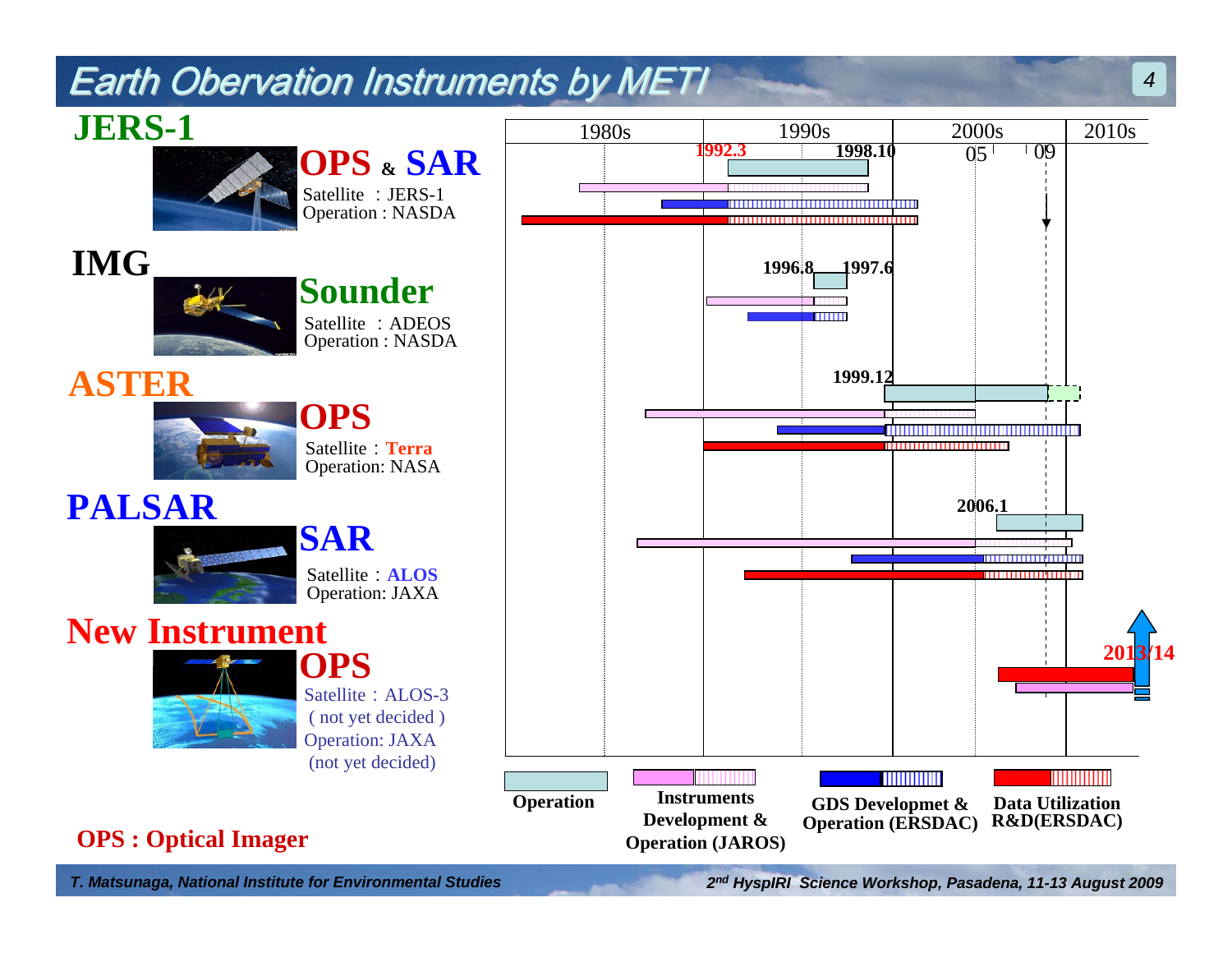# Earth Obervation Instruments by METI

## JERS-1

**OPS & SAR**

Satellite : JERS-1
Operation : NASDA

## IMG

**Sounder**

Satellite : ADEOS
Operation : NASDA

## ASTER

**OPS**

Satellite : Terra
Operation: NASA

## PALSAR

**SAR**

Satellite : ALOS
Operation: JAXA

## New Instrument

**OPS**

Satellite : ALOS-3
( not yet decided )
Operation: JAXA
(not yet decided)

**OPS : Optical Imager**

1980s | 1990s | 2000s | 2010s

05 | 09

1992.3 | 1998.10

1996.8 | 1997.6

1999.12

2006.1

2013/14

Operation

Instruments Development & Operation (JAROS)

GDS Developmet & Operation (ERSDAC)

Data Utilization R&D(ERSDAC)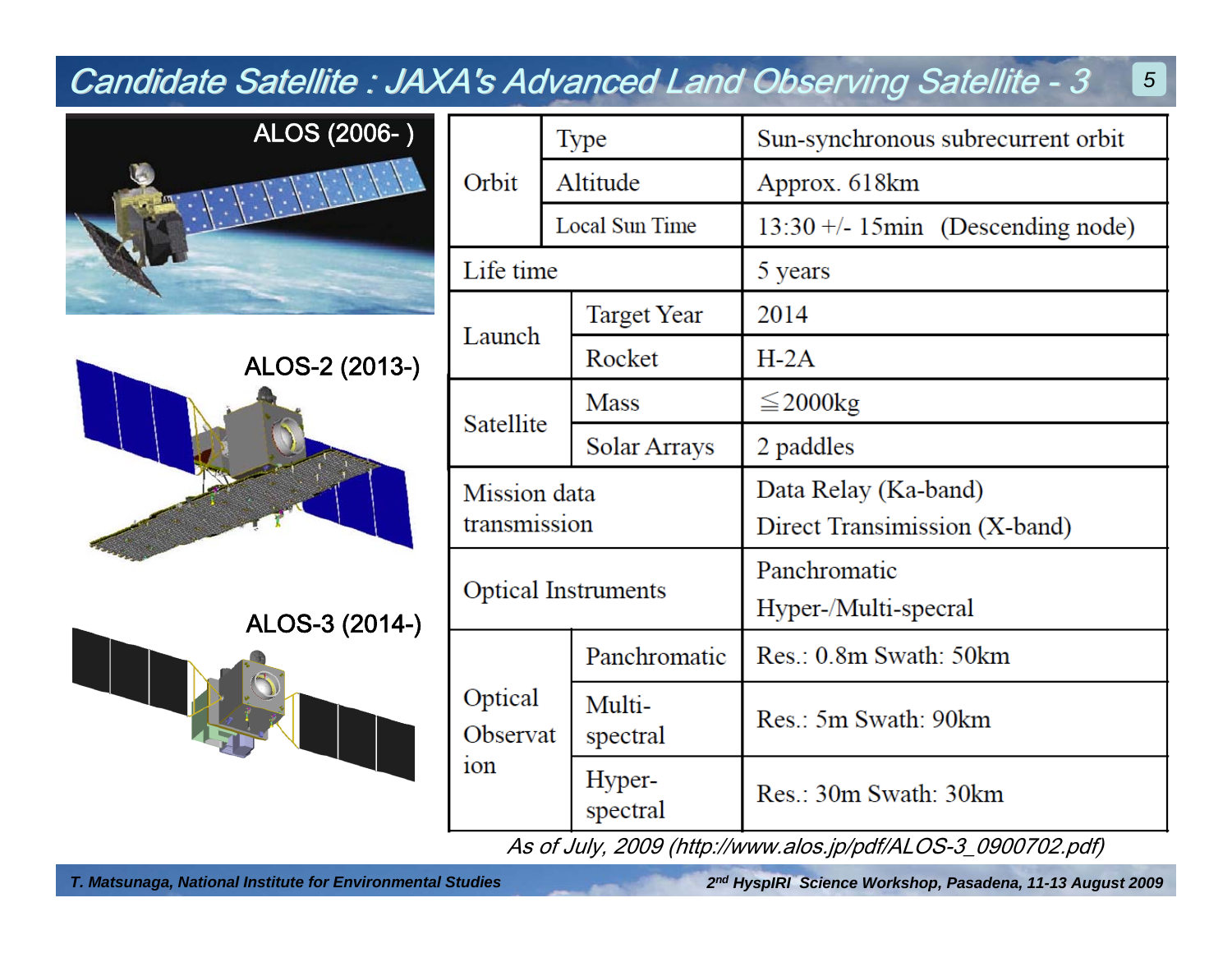# Candidate Satellite : JAXA's Advanced Land Observing Satellite - 3

ALOS (2006- )

ALOS-2 (2013-)

ALOS-3 (2014-)

| | | |
|---|---|---|
| Orbit | Type | Sun-synchronous subrecurrent orbit |
| | Altitude | Approx. 618km |
| | Local Sun Time | 13:30 +/- 15min (Descending node) |
| Life time | | 5 years |
| Launch | Target Year | 2014 |
| | Rocket | H-2A |
| Satellite | Mass | ≦2000kg |
| | Solar Arrays | 2 paddles |
| Mission data transmission | | Data Relay (Ka-band)<br>Direct Transimission (X-band) |
| Optical Instruments | | Panchromatic<br>Hyper-/Multi-specral |
| Optical Observation | Panchromatic | Res.: 0.8m Swath: 50km |
| | Multi-spectral | Res.: 5m Swath: 90km |
| | Hyper-spectral | Res.: 30m Swath: 30km |

*As of July, 2009 (http://www.alos.jp/pdf/ALOS-3_0900702.pdf)*

*T. Matsunaga, National Institute for Environmental Studies*

*2nd HyspIRI Science Workshop, Pasadena, 11-13 August 2009*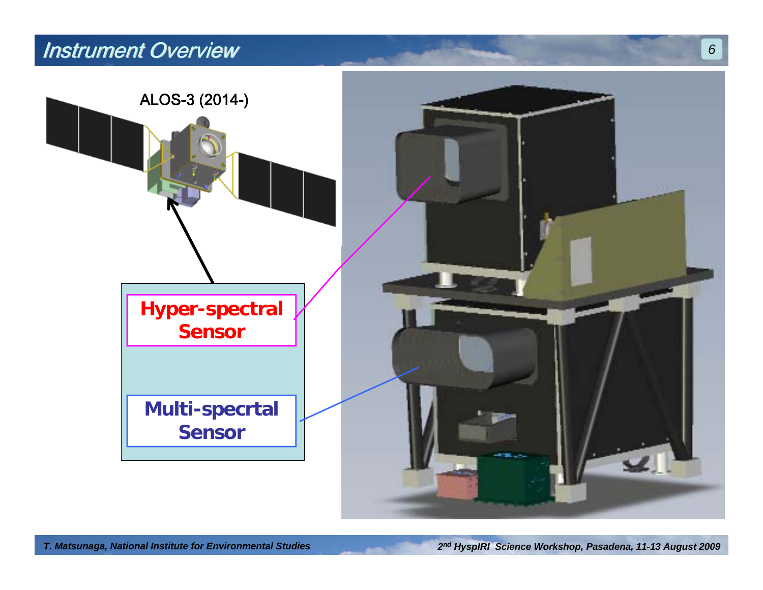# Instrument Overview

ALOS-3 (2014-)

**Hyper-spectral Sensor**

**Multi-specrtal Sensor**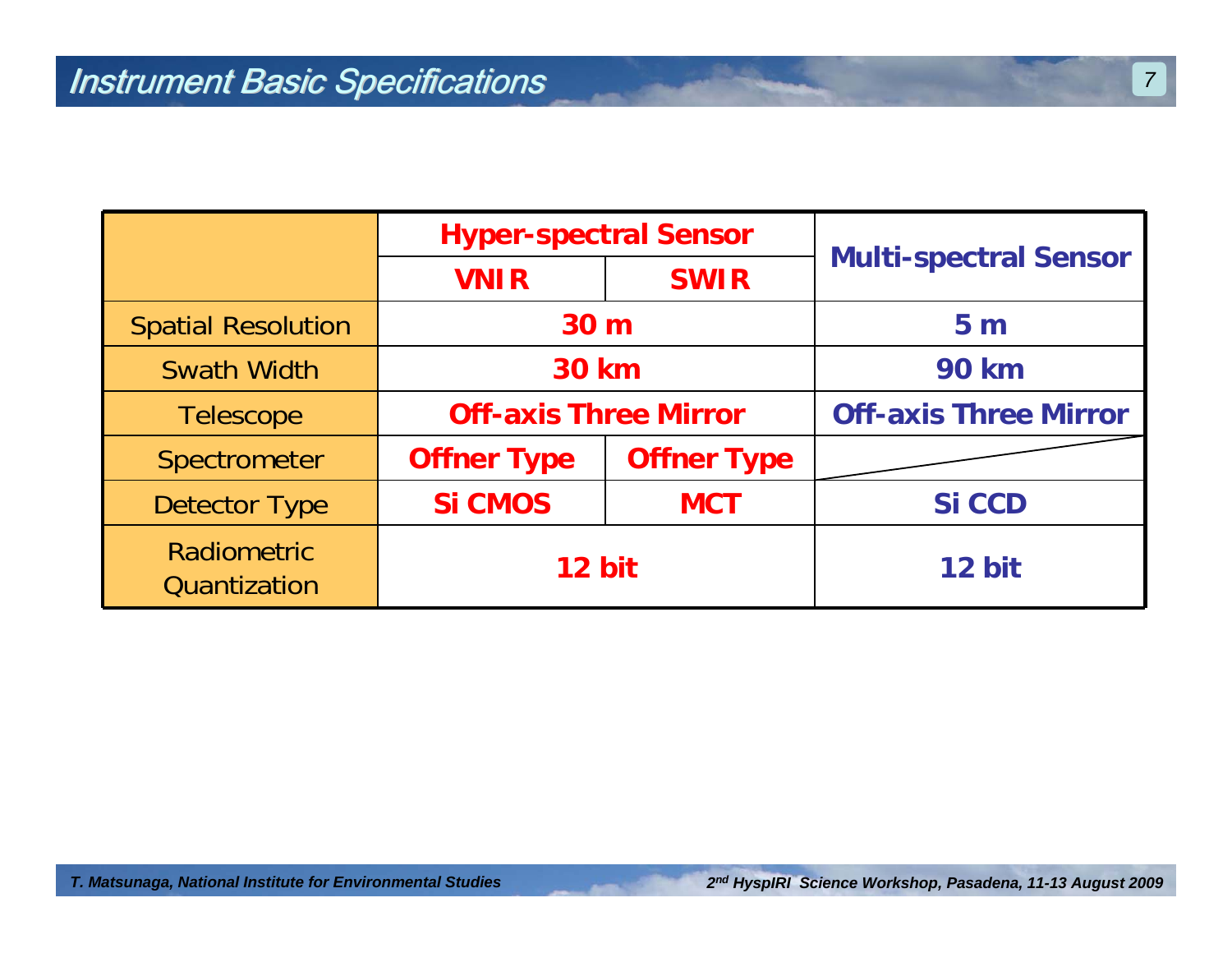# Instrument Basic Specifications

| | Hyper-spectral Sensor | | Multi-spectral Sensor |
|---|---|---|---|
| | VNIR | SWIR | |
| Spatial Resolution | 30 m | | 5 m |
| Swath Width | 30 km | | 90 km |
| Telescope | Off-axis Three Mirror | | Off-axis Three Mirror |
| Spectrometer | Offner Type | Offner Type | |
| Detector Type | Si CMOS | MCT | Si CCD |
| Radiometric Quantization | 12 bit | | 12 bit |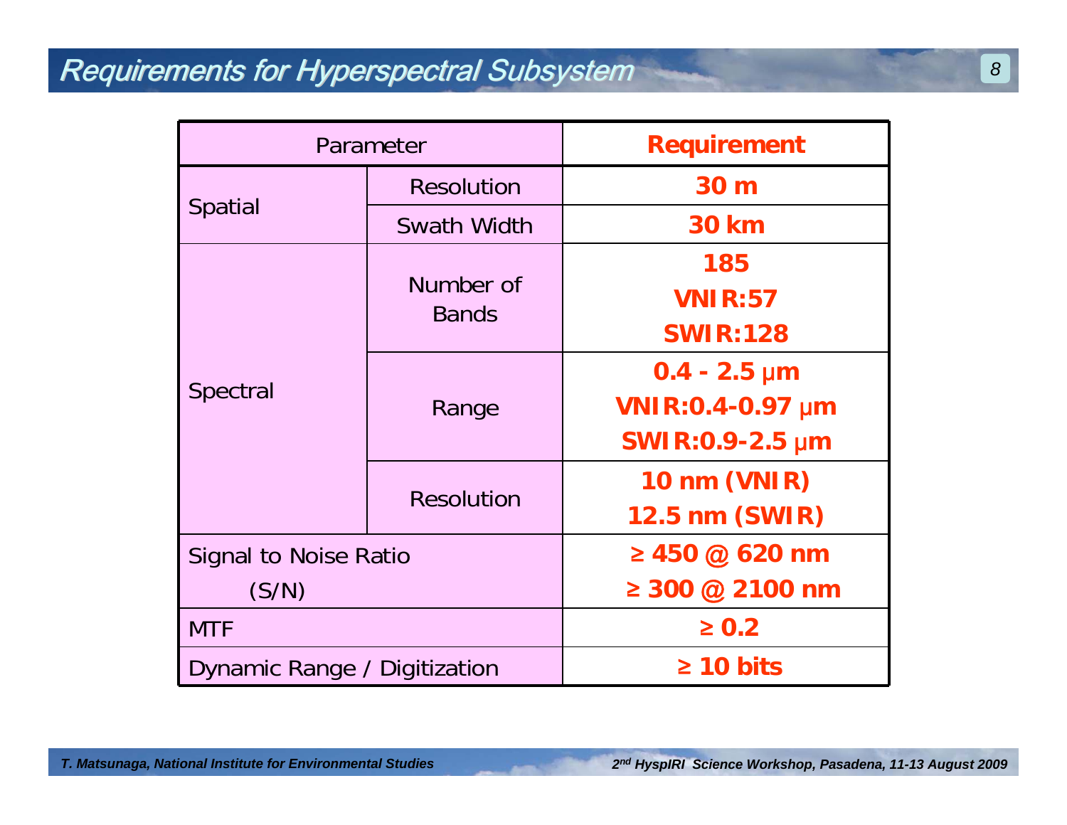## Requirements for Hyperspectral Subsystem

| Parameter | | Requirement |
|---|---|---|
| Spatial | Resolution | **30 m** |
| | Swath Width | **30 km** |
| Spectral | Number of Bands | **185**<br>**VNIR:57**<br>**SWIR:128** |
| | Range | **0.4 - 2.5 μm**<br>**VNIR:0.4-0.97 μm**<br>**SWIR:0.9-2.5 μm** |
| | Resolution | **10 nm (VNIR)**<br>**12.5 nm (SWIR)** |
| Signal to Noise Ratio (S/N) | | **≥ 450 @ 620 nm**<br>**≥ 300 @ 2100 nm** |
| MTF | | **≥ 0.2** |
| Dynamic Range / Digitization | | **≥ 10 bits** |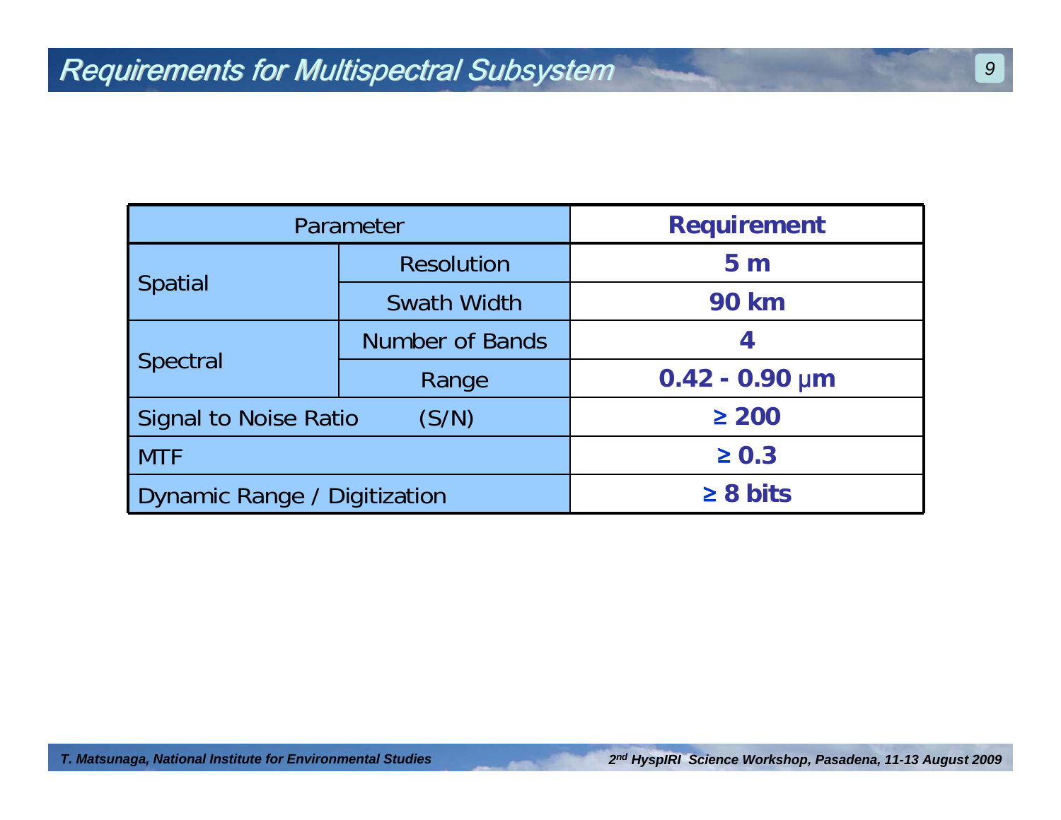# Requirements for Multispectral Subsystem

| Parameter | | Requirement |
|---|---|---|
| Spatial | Resolution | **5 m** |
| | Swath Width | **90 km** |
| Spectral | Number of Bands | **4** |
| | Range | **0.42 - 0.90 μm** |
| Signal to Noise Ratio (S/N) | | **≥ 200** |
| MTF | | **≥ 0.3** |
| Dynamic Range / Digitization | | **≥ 8 bits** |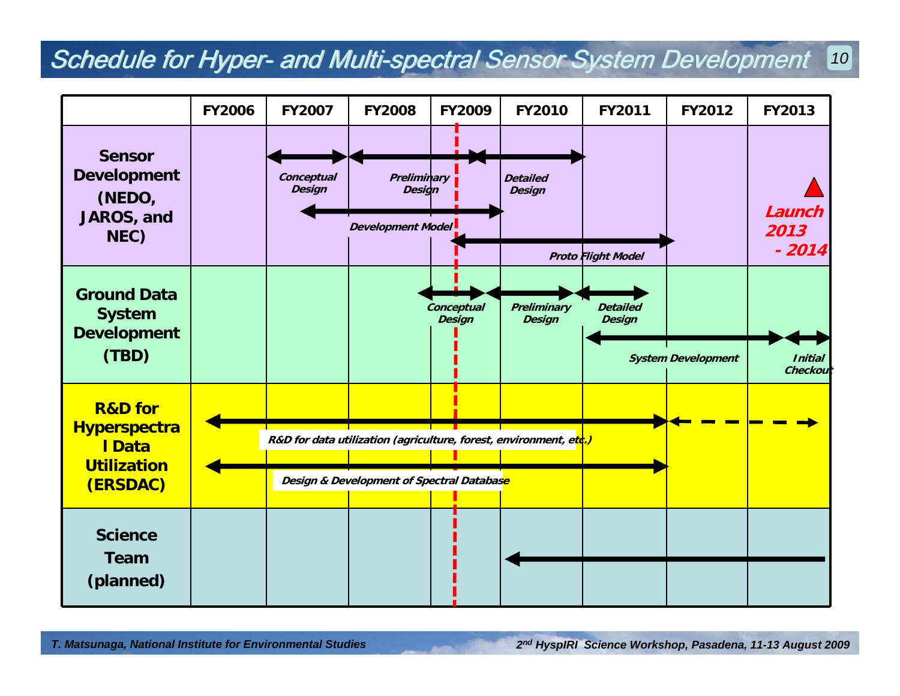# Schedule for Hyper- and Multi-spectral Sensor System Development

| | FY2006 | FY2007 | FY2008 | FY2009 | FY2010 | FY2011 | FY2012 | FY2013 |
|---|---|---|---|---|---|---|---|---|
| **Sensor Development (NEDO, JAROS, and NEC)** | | *Conceptual Design* | *Preliminary Design* | *Preliminary Design* | *Detailed Design* | | | **Launch 2013 - 2014** |
| | | *Development Model* | *Development Model* | *Development Model* / *Proto Flight Model* | *Proto Flight Model* | *Proto Flight Model* | | |
| **Ground Data System Development (TBD)** | | | | *Conceptual Design* | *Preliminary Design* | *Detailed Design* | | |
| | | | | | | *System Development* | *System Development* | *Initial Checkout* |
| **R&D for Hyperspectral Data Utilization (ERSDAC)** | *R&D for data utilization (agriculture, forest, environment, etc.)* | *R&D for data utilization (agriculture, forest, environment, etc.)* | *R&D for data utilization (agriculture, forest, environment, etc.)* | *R&D for data utilization (agriculture, forest, environment, etc.)* | *R&D for data utilization (agriculture, forest, environment, etc.)* | *R&D for data utilization (agriculture, forest, environment, etc.)* | (planned, dashed) | (planned, dashed) |
| | *Design & Development of Spectral Database* | *Design & Development of Spectral Database* | *Design & Development of Spectral Database* | *Design & Development of Spectral Database* | *Design & Development of Spectral Database* | *Design & Development of Spectral Database* | | |
| **Science Team (planned)** | | | | | Science Team | Science Team | Science Team | Science Team |

T. Matsunaga, National Institute for Environmental Studies

2nd HyspIRI Science Workshop, Pasadena, 11-13 August 2009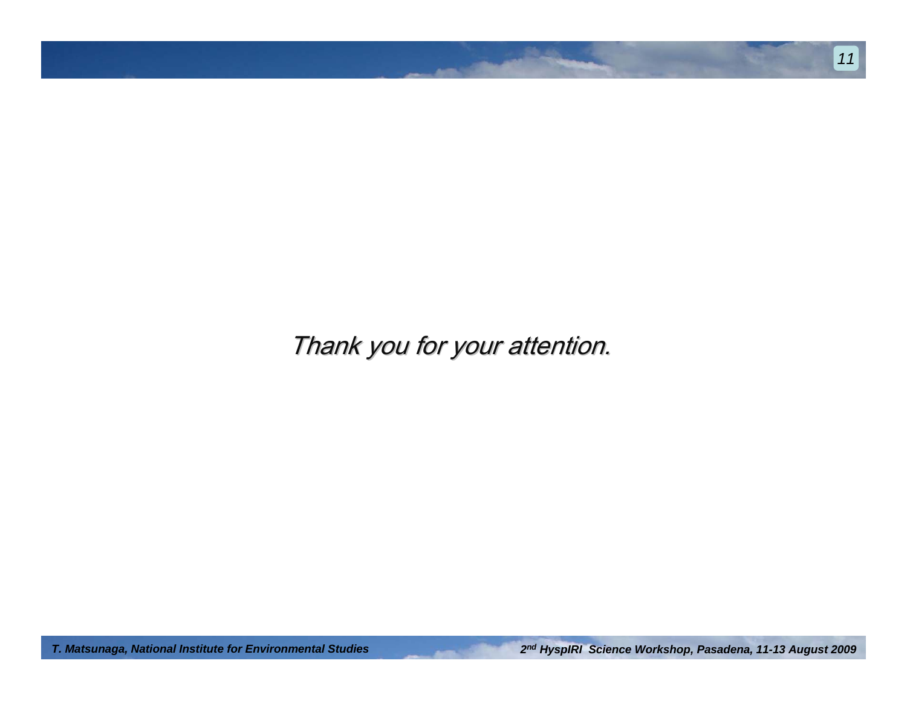*Thank you for your attention.*